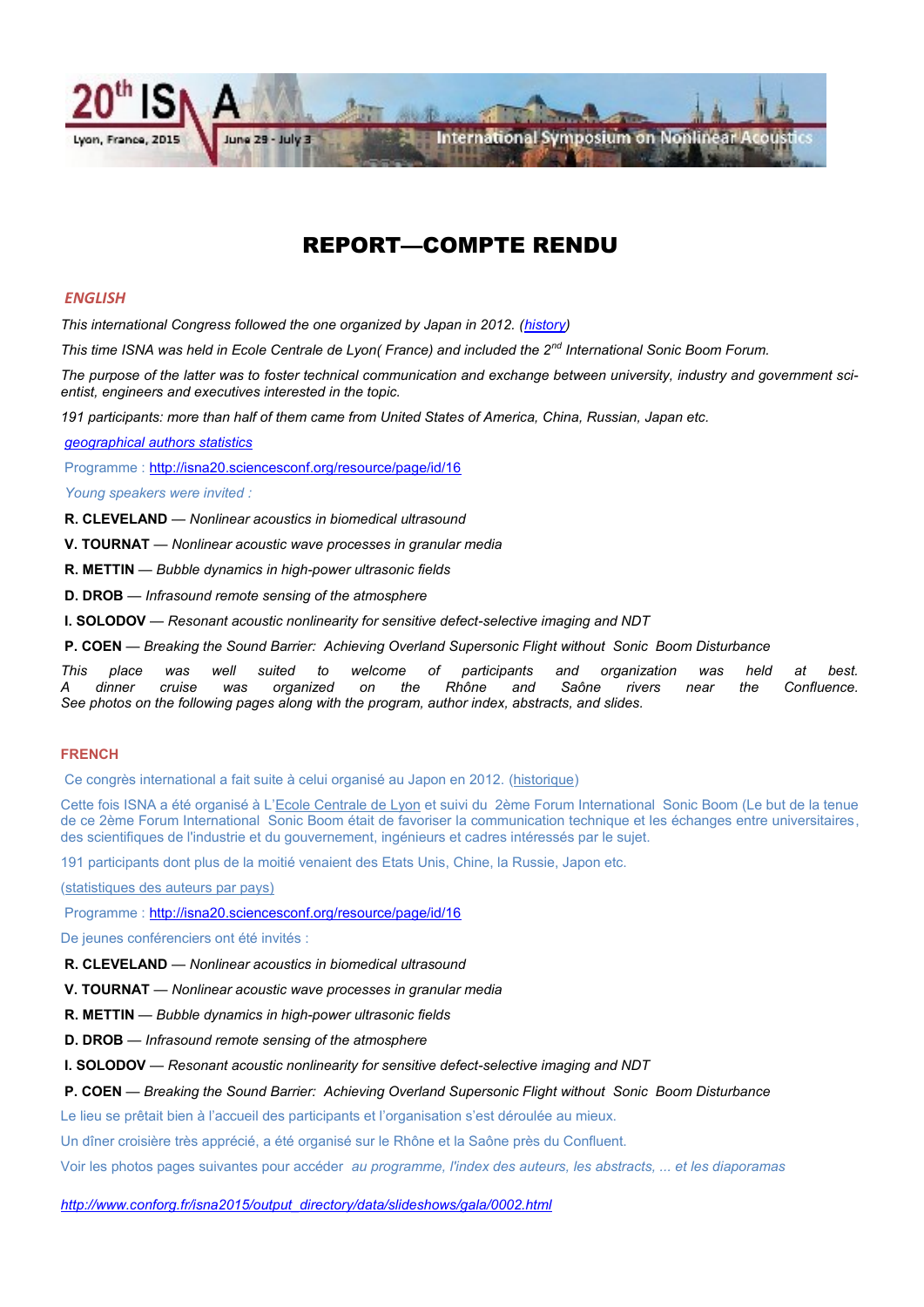20th ISNA

Lyon, France, 2015 — June 29 - July 3

International Symposium on Nonlinear Acoustics

# REPORT—COMPTE RENDU

## ENGLISH

*This international Congress followed the one organized by Japan in 2012. (history)*

*This time ISNA was held in Ecole Centrale de Lyon( France) and included the 2nd International Sonic Boom Forum.*

*The purpose of the latter was to foster technical communication and exchange between university, industry and government scientist, engineers and executives interested in the topic.*

*191 participants: more than half of them came from United States of America, China, Russian, Japan etc.*

*geographical authors statistics*

Programme : http://isna20.sciencesconf.org/resource/page/id/16

*Young speakers were invited :*

**R. CLEVELAND** — *Nonlinear acoustics in biomedical ultrasound*

**V. TOURNAT** — *Nonlinear acoustic wave processes in granular media*

**R. METTIN** — *Bubble dynamics in high-power ultrasonic fields*

**D. DROB** — *Infrasound remote sensing of the atmosphere*

**I. SOLODOV** — *Resonant acoustic nonlinearity for sensitive defect-selective imaging and NDT*

**P. COEN** — *Breaking the Sound Barrier: Achieving Overland Supersonic Flight without Sonic Boom Disturbance*

*This place was well suited to welcome of participants and organization was held at best. A dinner cruise was organized on the Rhône and Saône rivers near the Confluence. See photos on the following pages along with the program, author index, abstracts, and slides.*

## FRENCH

Ce congrès international a fait suite à celui organisé au Japon en 2012. (historique)

Cette fois ISNA a été organisé à L'Ecole Centrale de Lyon et suivi du 2ème Forum International Sonic Boom (Le but de la tenue de ce 2ème Forum International Sonic Boom était de favoriser la communication technique et les échanges entre universitaires, des scientifiques de l'industrie et du gouvernement, ingénieurs et cadres intéressés par le sujet.

191 participants dont plus de la moitié venaient des Etats Unis, Chine, la Russie, Japon etc.

(statistiques des auteurs par pays)

Programme : http://isna20.sciencesconf.org/resource/page/id/16

De jeunes conférenciers ont été invités :

**R. CLEVELAND** — *Nonlinear acoustics in biomedical ultrasound*

**V. TOURNAT** — *Nonlinear acoustic wave processes in granular media*

**R. METTIN** — *Bubble dynamics in high-power ultrasonic fields*

**D. DROB** — *Infrasound remote sensing of the atmosphere*

**I. SOLODOV** — *Resonant acoustic nonlinearity for sensitive defect-selective imaging and NDT*

**P. COEN** — *Breaking the Sound Barrier: Achieving Overland Supersonic Flight without Sonic Boom Disturbance*

Le lieu se prêtait bien à l'accueil des participants et l'organisation s'est déroulée au mieux.

Un dîner croisière très apprécié, a été organisé sur le Rhône et la Saône près du Confluent.

Voir les photos pages suivantes pour accéder *au programme, l'index des auteurs, les abstracts, ... et les diaporamas*

*http://www.conforg.fr/isna2015/output_directory/data/slideshows/gala/0002.html*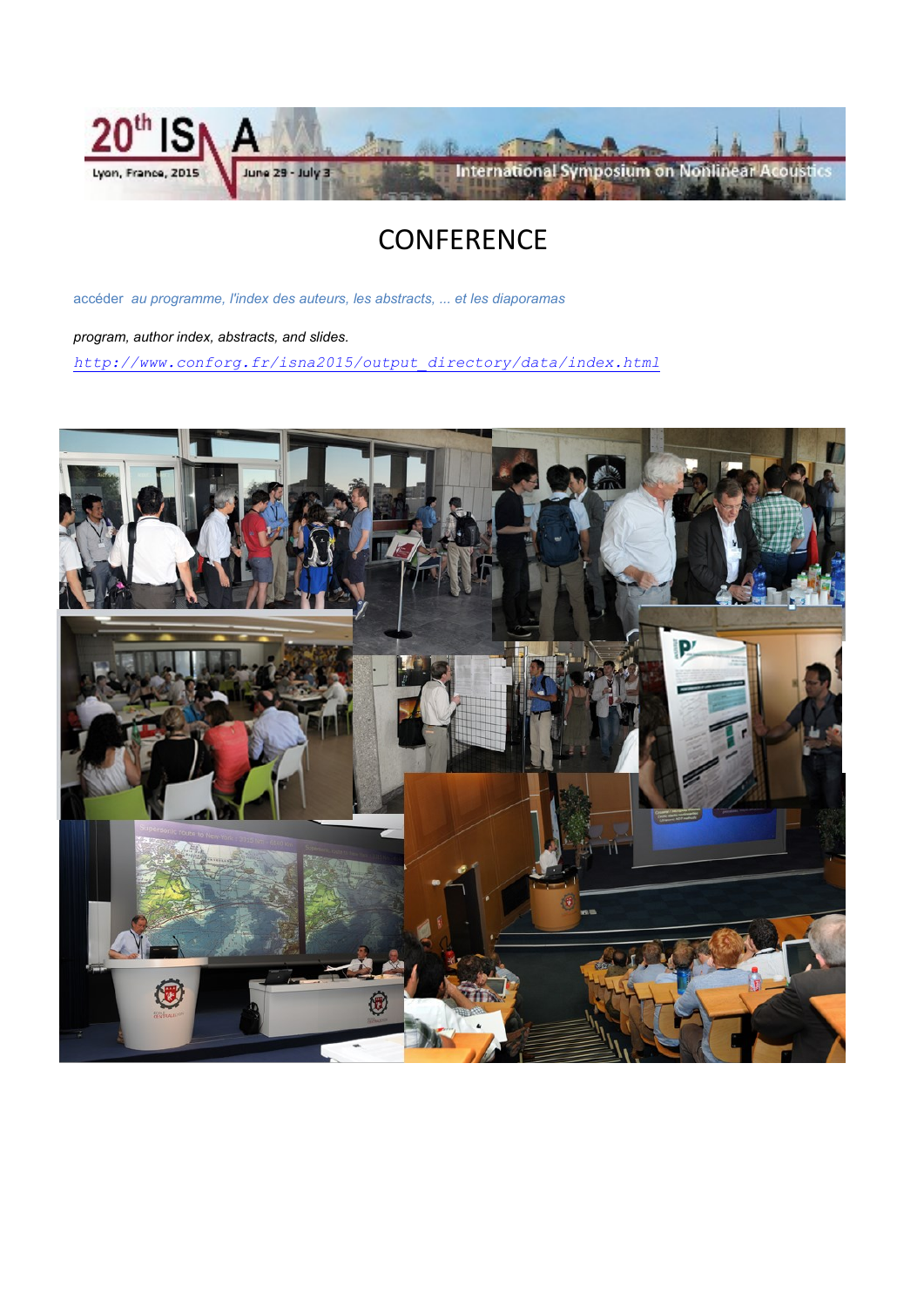# CONFERENCE

accéder *au programme, l'index des auteurs, les abstracts, ... et les diaporamas*

*program, author index, abstracts, and slides.*

[http://www.conforg.fr/isna2015/output_directory/data/index.html](http://www.conforg.fr/isna2015/output_directory/data/index.html)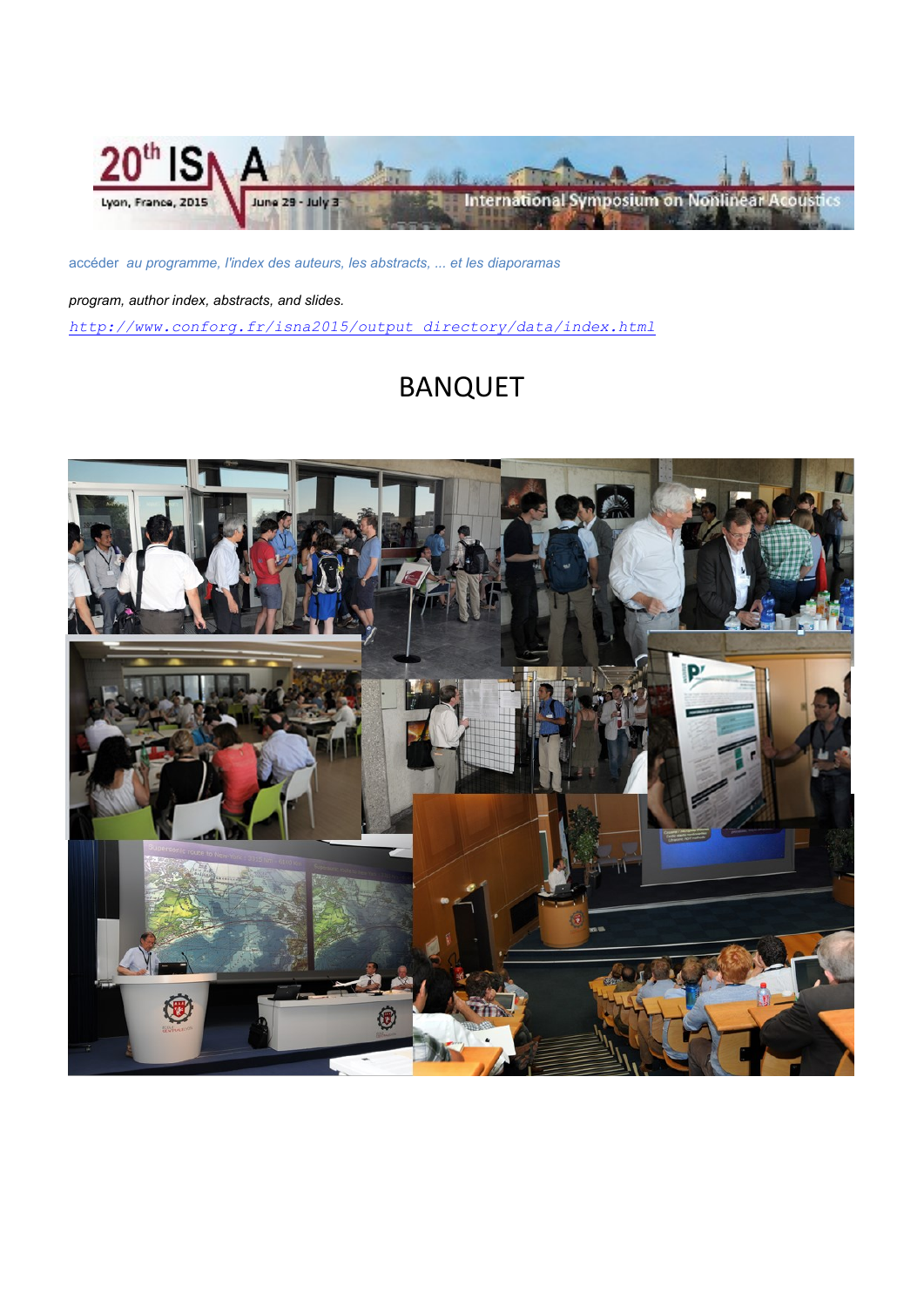accéder *au programme, l'index des auteurs, les abstracts, ... et les diaporamas*

*program, author index, abstracts, and slides.*

*http://www.conforg.fr/isna2015/output_directory/data/index.html*

# BANQUET